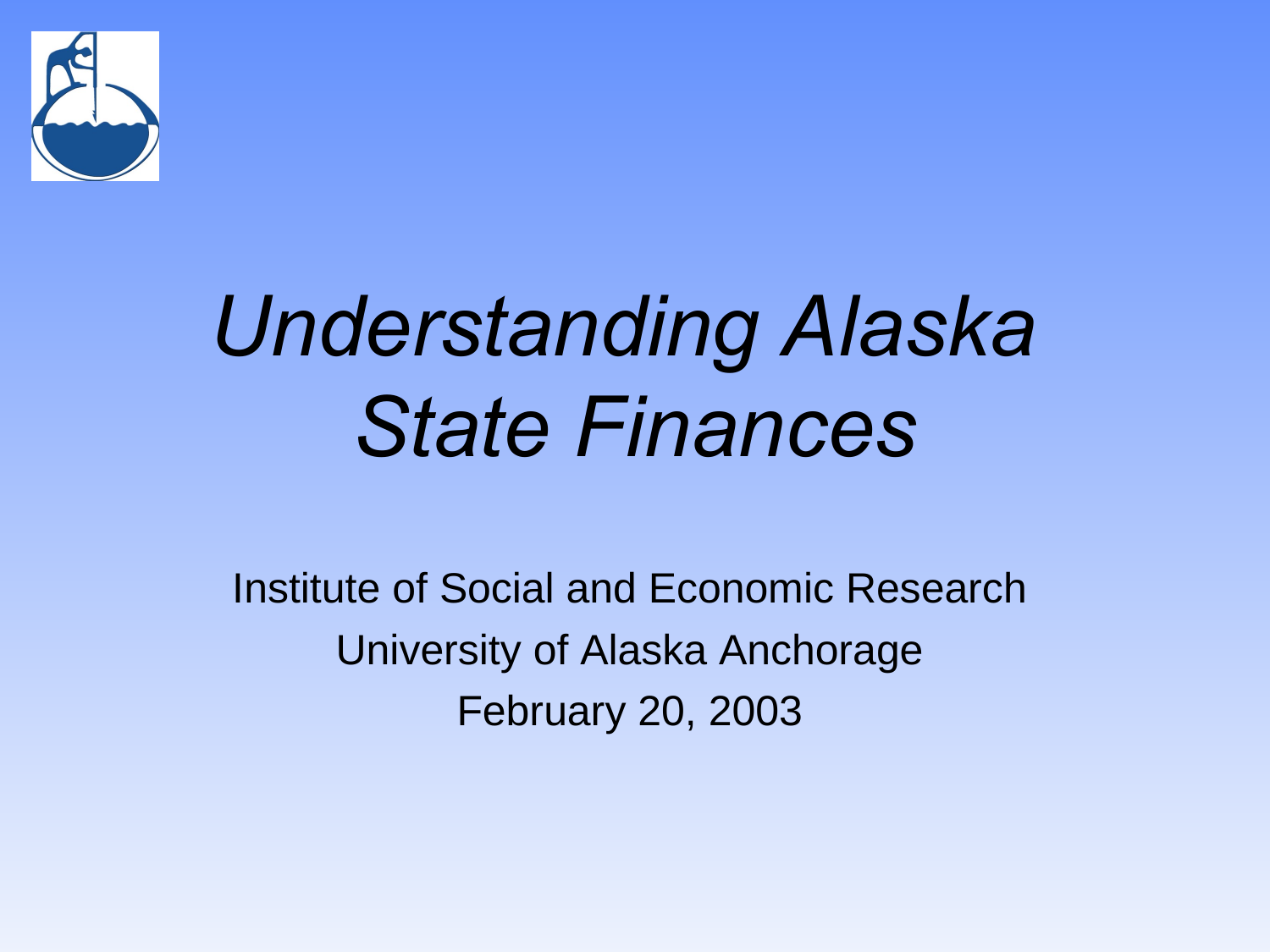# *Understanding Alaska State Finances*

Institute of Social and Economic Research

University of Alaska Anchorage

February 20, 2003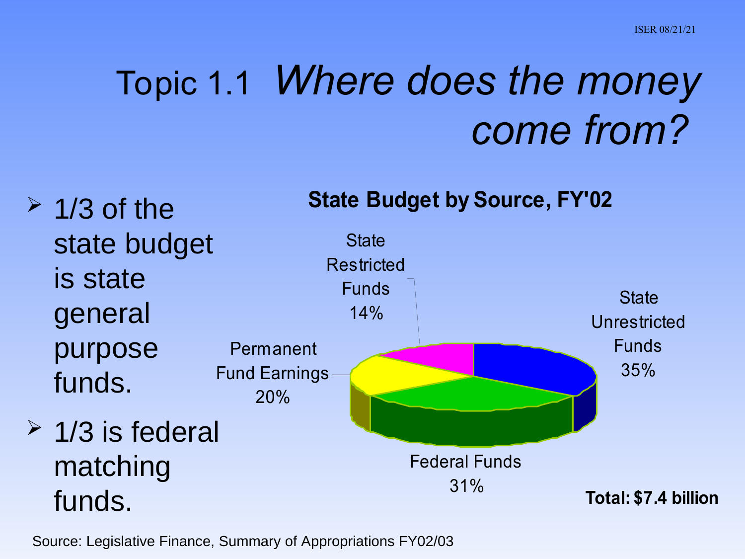# Topic 1.1 *Where does the money come from?*

- 1/3 of the state budget is state general purpose funds.
- 1/3 is federal matching funds.

**State Budget by Source, FY'02**

| Source | Share |
| --- | --- |
| State Unrestricted Funds | 35% |
| Federal Funds | 31% |
| Permanent Fund Earnings | 20% |
| State Restricted Funds | 14% |

**Total: $7.4 billion**

Source: Legislative Finance, Summary of Appropriations FY02/03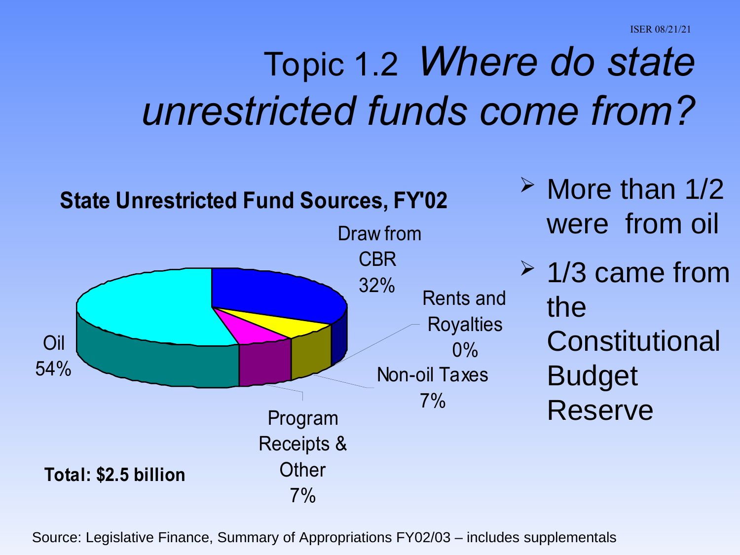# Topic 1.2 *Where do state unrestricted funds come from?*

**State Unrestricted Fund Sources, FY'02**

| Source | Share |
| --- | --- |
| Oil | 54% |
| Draw from CBR | 32% |
| Rents and Royalties | 0% |
| Non-oil Taxes | 7% |
| Program Receipts & Other | 7% |

**Total: $2.5 billion**

- More than 1/2 were from oil
- 1/3 came from the Constitutional Budget Reserve

Source: Legislative Finance, Summary of Appropriations FY02/03 – includes supplementals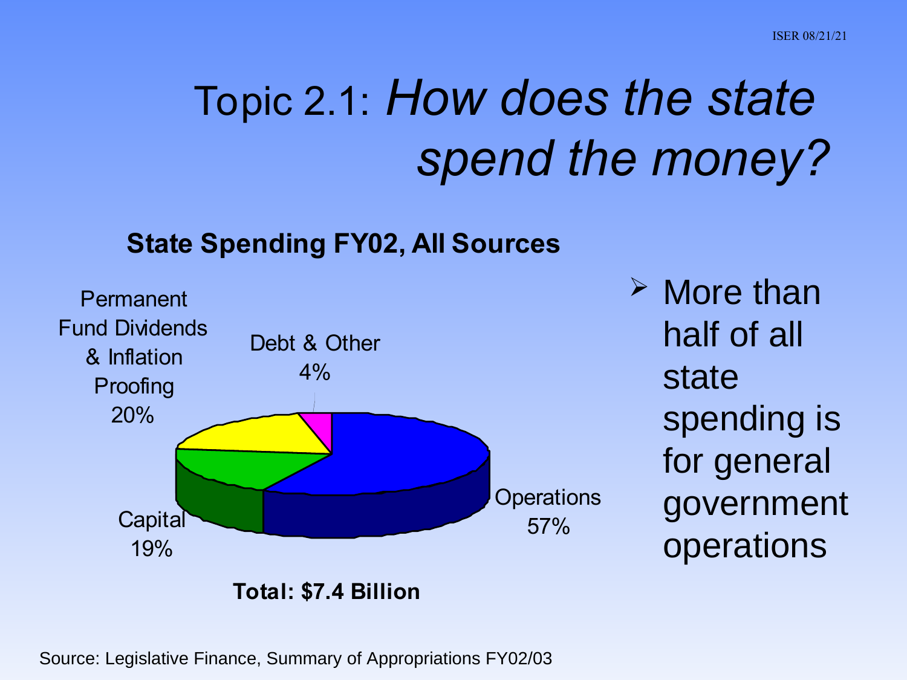# Topic 2.1: *How does the state spend the money?*

**State Spending FY02, All Sources**

| Category | Share |
|---|---|
| Operations | 57% |
| Permanent Fund Dividends & Inflation Proofing | 20% |
| Capital | 19% |
| Debt & Other | 4% |

**Total: $7.4 Billion**

- More than half of all state spending is for general government operations

Source: Legislative Finance, Summary of Appropriations FY02/03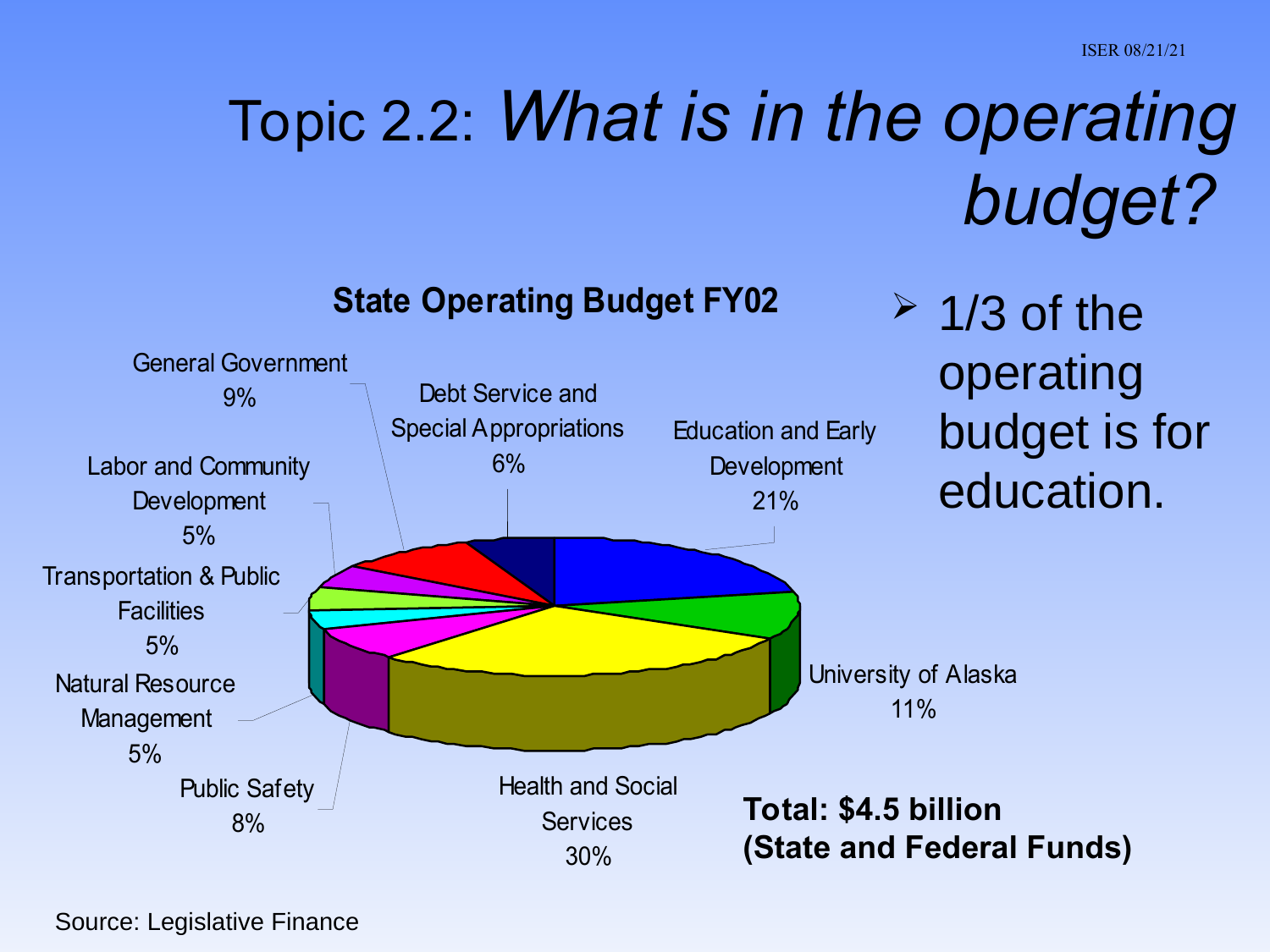# Topic 2.2: *What is in the operating budget?*

**State Operating Budget FY02**

| Category | Share |
|---|---|
| Education and Early Development | 21% |
| University of Alaska | 11% |
| Health and Social Services | 30% |
| Public Safety | 8% |
| Natural Resource Management | 5% |
| Transportation & Public Facilities | 5% |
| Labor and Community Development | 5% |
| General Government | 9% |
| Debt Service and Special Appropriations | 6% |

- 1/3 of the operating budget is for education.

**Total: $4.5 billion (State and Federal Funds)**

Source: Legislative Finance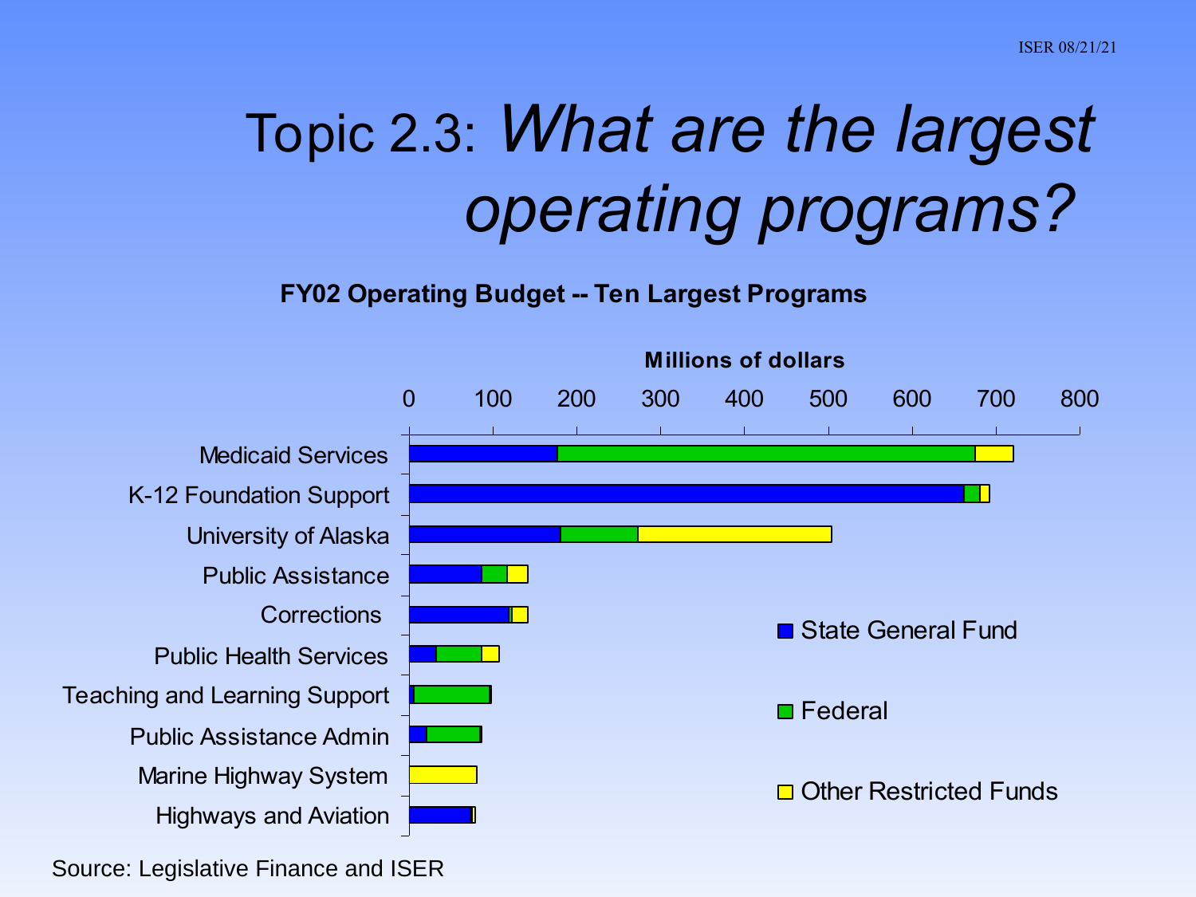# Topic 2.3: *What are the largest operating programs?*

**FY02 Operating Budget -- Ten Largest Programs**

**Millions of dollars**

- Medicaid Services
- K-12 Foundation Support
- University of Alaska
- Public Assistance
- Corrections
- Public Health Services
- Teaching and Learning Support
- Public Assistance Admin
- Marine Highway System
- Highways and Aviation

Legend: State General Fund; Federal; Other Restricted Funds

Source: Legislative Finance and ISER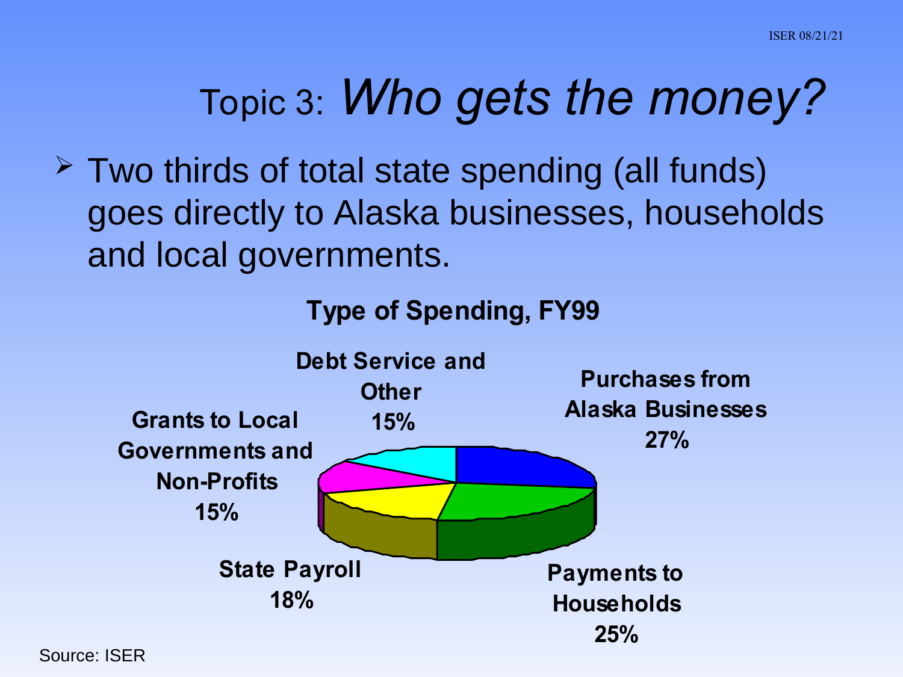# Topic 3: *Who gets the money?*

- Two thirds of total state spending (all funds) goes directly to Alaska businesses, households and local governments.

**Type of Spending, FY99**

| Type of Spending | Share |
|---|---|
| Purchases from Alaska Businesses | 27% |
| Payments to Households | 25% |
| State Payroll | 18% |
| Grants to Local Governments and Non-Profits | 15% |
| Debt Service and Other | 15% |

Source: ISER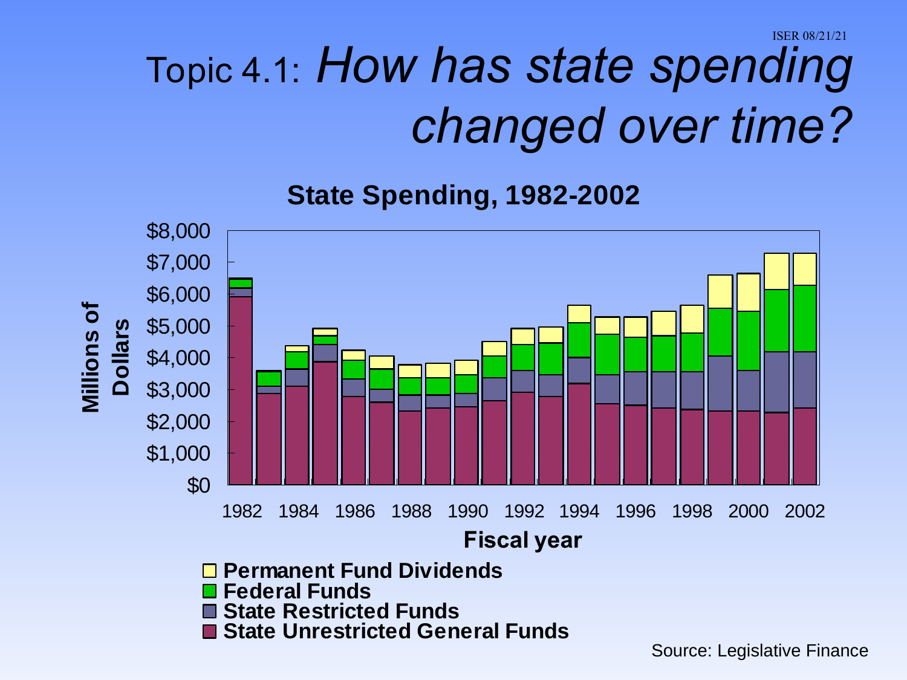# Topic 4.1: *How has state spending changed over time?*

**State Spending, 1982-2002**

Millions of Dollars: $0, $1,000, $2,000, $3,000, $4,000, $5,000, $6,000, $7,000, $8,000

Fiscal year: 1982, 1984, 1986, 1988, 1990, 1992, 1994, 1996, 1998, 2000, 2002

- Permanent Fund Dividends
- Federal Funds
- State Restricted Funds
- State Unrestricted General Funds

Source: Legislative Finance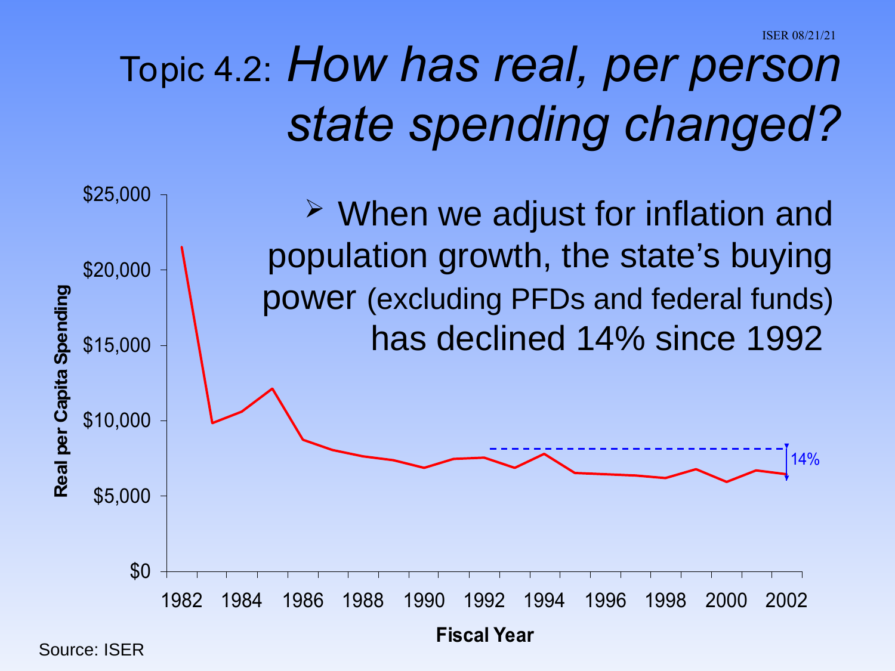# Topic 4.2: *How has real, per person state spending changed?*

- When we adjust for inflation and population growth, the state's buying power (excluding PFDs and federal funds) has declined 14% since 1992

Real per Capita Spending

$25,000
$20,000
$15,000
$10,000
$5,000
$0

1982 1984 1986 1988 1990 1992 1994 1996 1998 2000 2002

Fiscal Year

14%

Source: ISER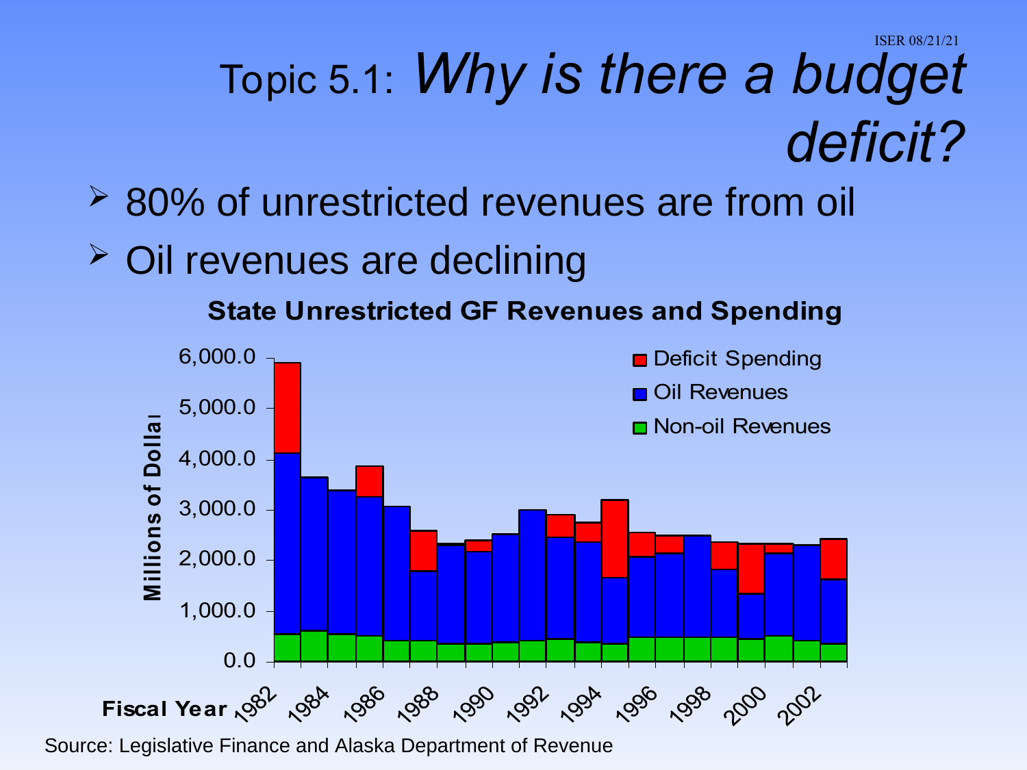# Topic 5.1: *Why is there a budget deficit?*

- 80% of unrestricted revenues are from oil
- Oil revenues are declining

**State Unrestricted GF Revenues and Spending**

Legend: Deficit Spending; Oil Revenues; Non-oil Revenues

Y-axis: **Millions of Dollars** (0.0 to 6,000.0)

X-axis: **Fiscal Year** (1982–2002)

Source: Legislative Finance and Alaska Department of Revenue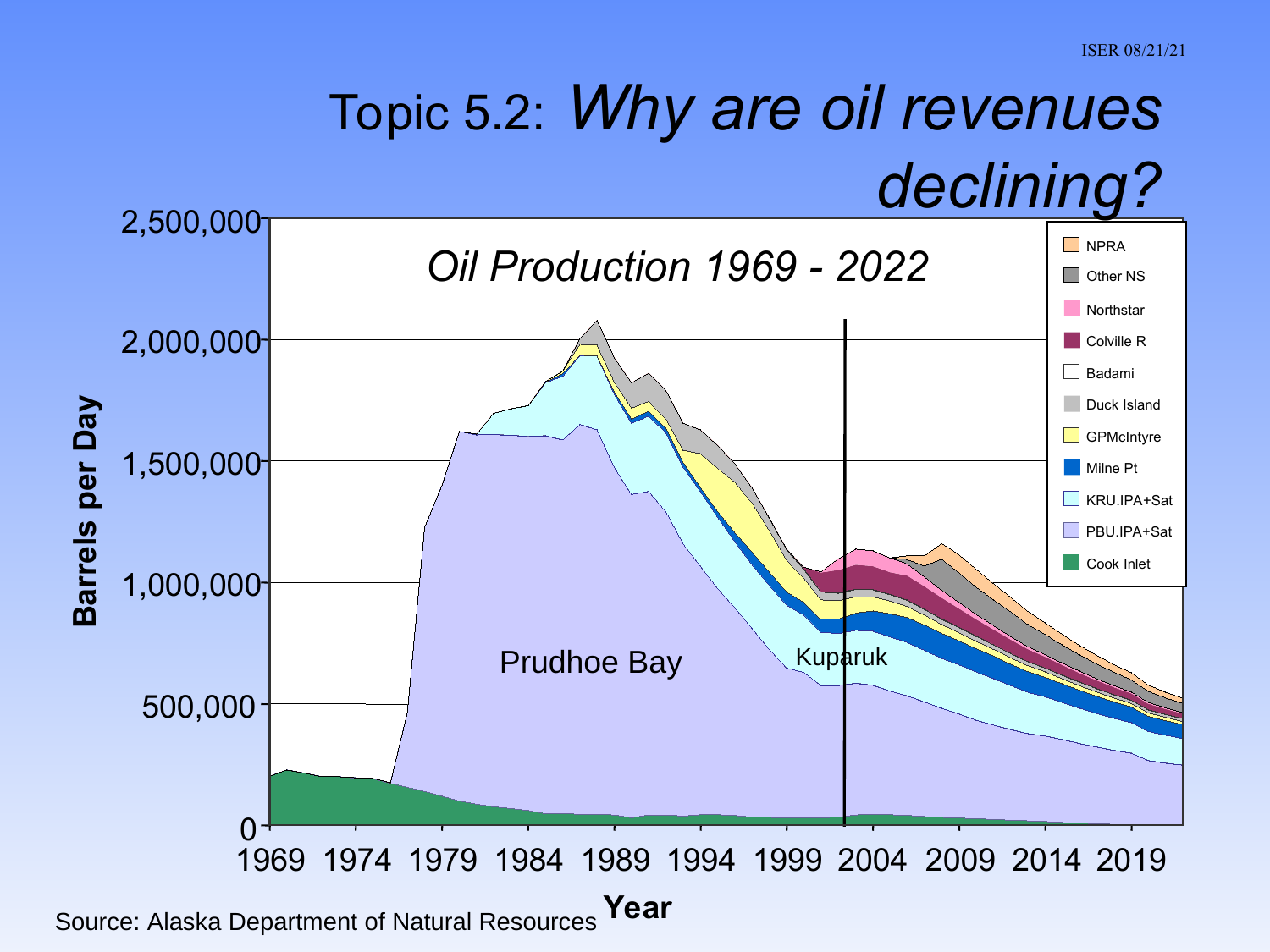ISER 08/21/21

# Topic 5.2: *Why are oil revenues declining?*

*Oil Production 1969 - 2022*

Barrels per Day: 0; 500,000; 1,000,000; 1,500,000; 2,000,000; 2,500,000

Year: 1969, 1974, 1979, 1984, 1989, 1994, 1999, 2004, 2009, 2014, 2019

Legend: NPRA, Other NS, Northstar, Colville R, Badami, Duck Island, GPMcIntyre, Milne Pt, KRU.IPA+Sat, PBU.IPA+Sat, Cook Inlet

Prudhoe Bay

Kuparuk

Source: Alaska Department of Natural Resources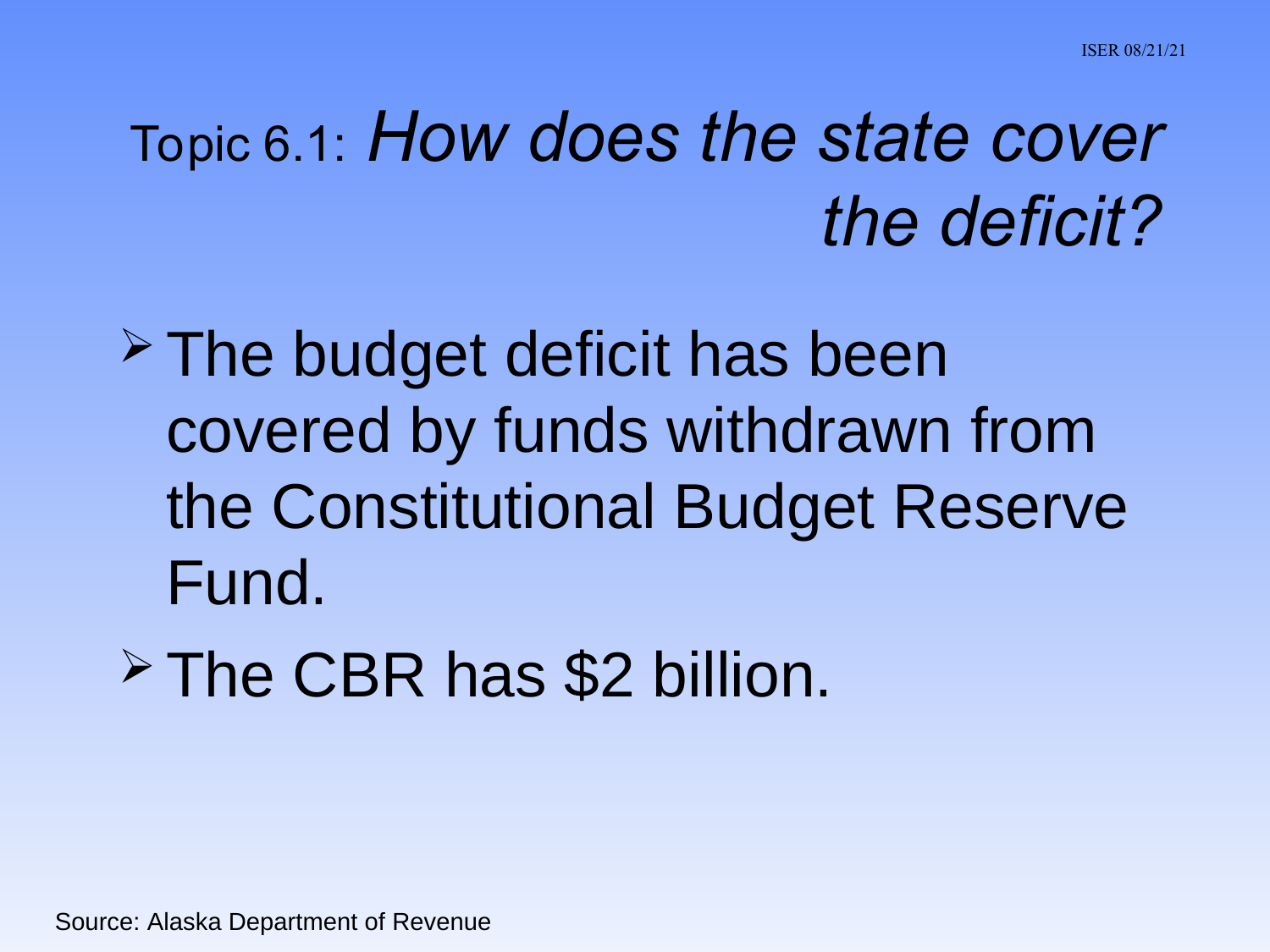# Topic 6.1: *How does the state cover the deficit?*

- The budget deficit has been covered by funds withdrawn from the Constitutional Budget Reserve Fund.
- The CBR has $2 billion.

Source: Alaska Department of Revenue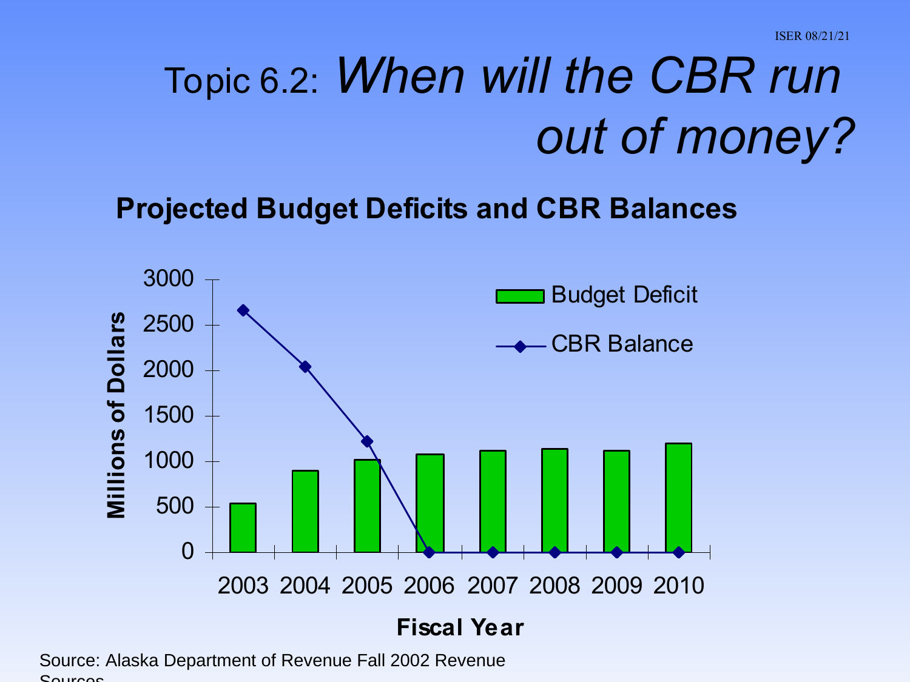# Topic 6.2: *When will the CBR run out of money?*

**Projected Budget Deficits and CBR Balances**

| Fiscal Year | 2003 | 2004 | 2005 | 2006 | 2007 | 2008 | 2009 | 2010 |
|---|---|---|---|---|---|---|---|---|
| Budget Deficit (Millions of Dollars) | ~540 | ~900 | ~1020 | ~1080 | ~1120 | ~1140 | ~1120 | ~1200 |
| CBR Balance (Millions of Dollars) | ~2660 | ~2040 | ~1220 | 0 | 0 | 0 | 0 | 0 |

Source: Alaska Department of Revenue Fall 2002 Revenue Sources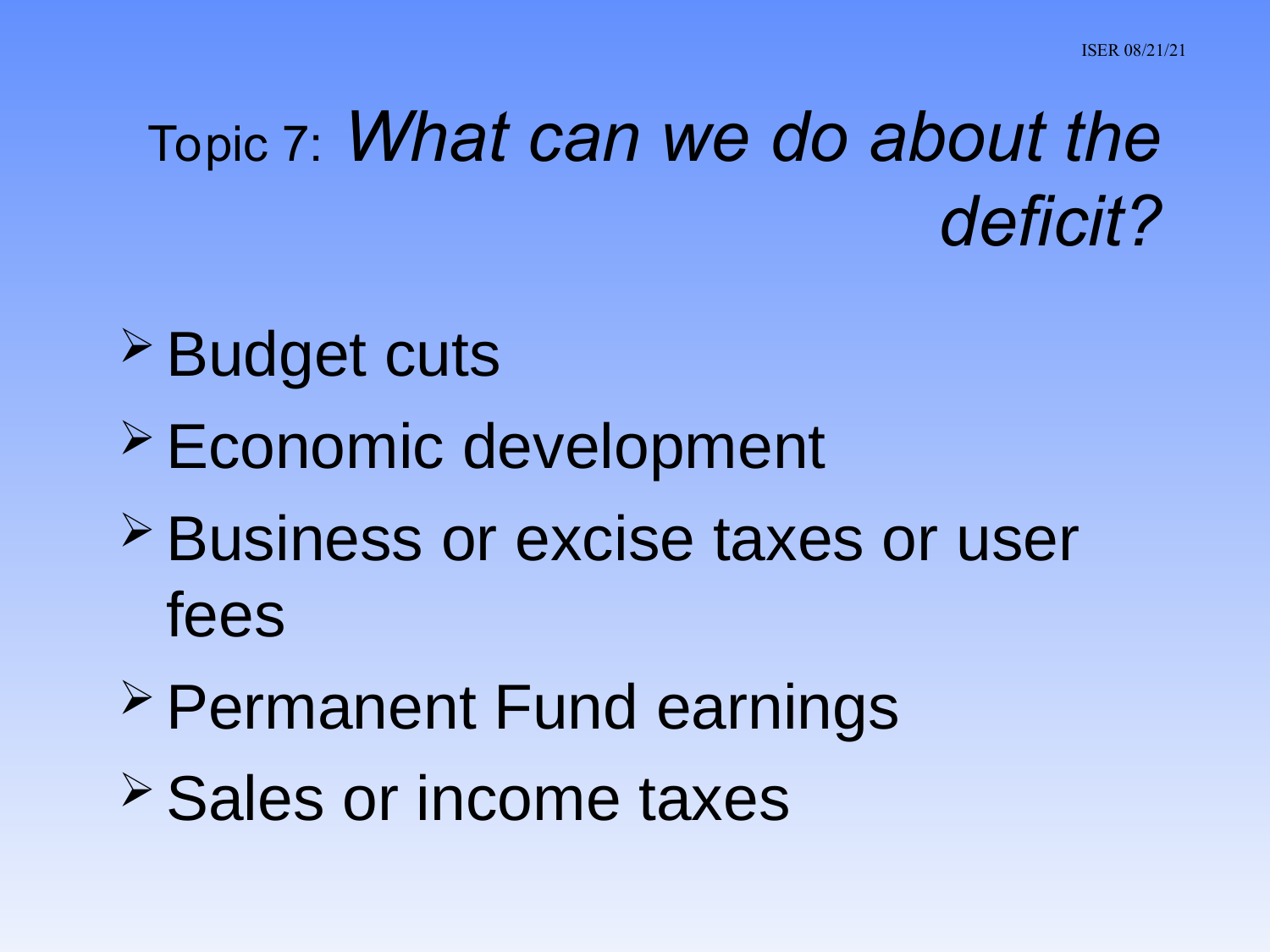# Topic 7: *What can we do about the deficit?*

- Budget cuts
- Economic development
- Business or excise taxes or user fees
- Permanent Fund earnings
- Sales or income taxes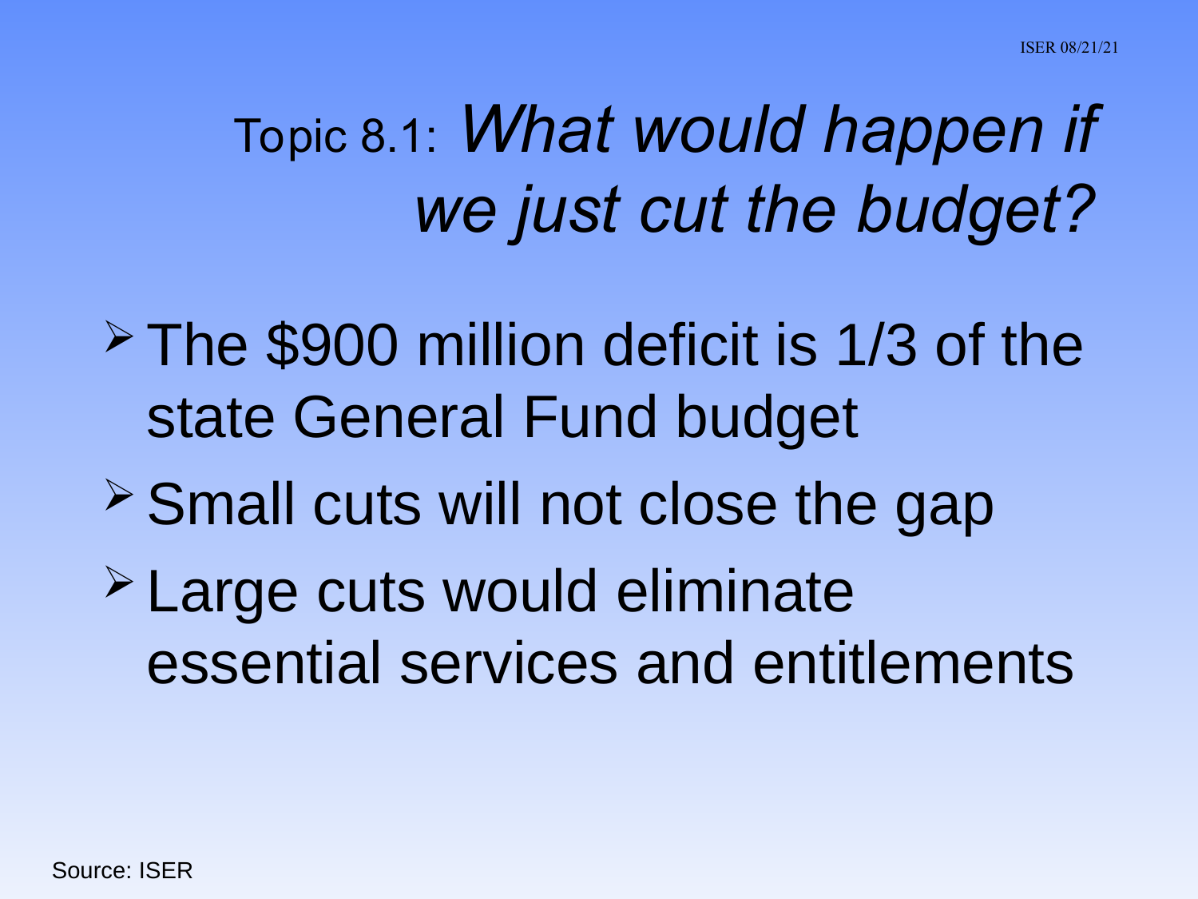# Topic 8.1: *What would happen if we just cut the budget?*

- The $900 million deficit is 1/3 of the state General Fund budget
- Small cuts will not close the gap
- Large cuts would eliminate essential services and entitlements

Source: ISER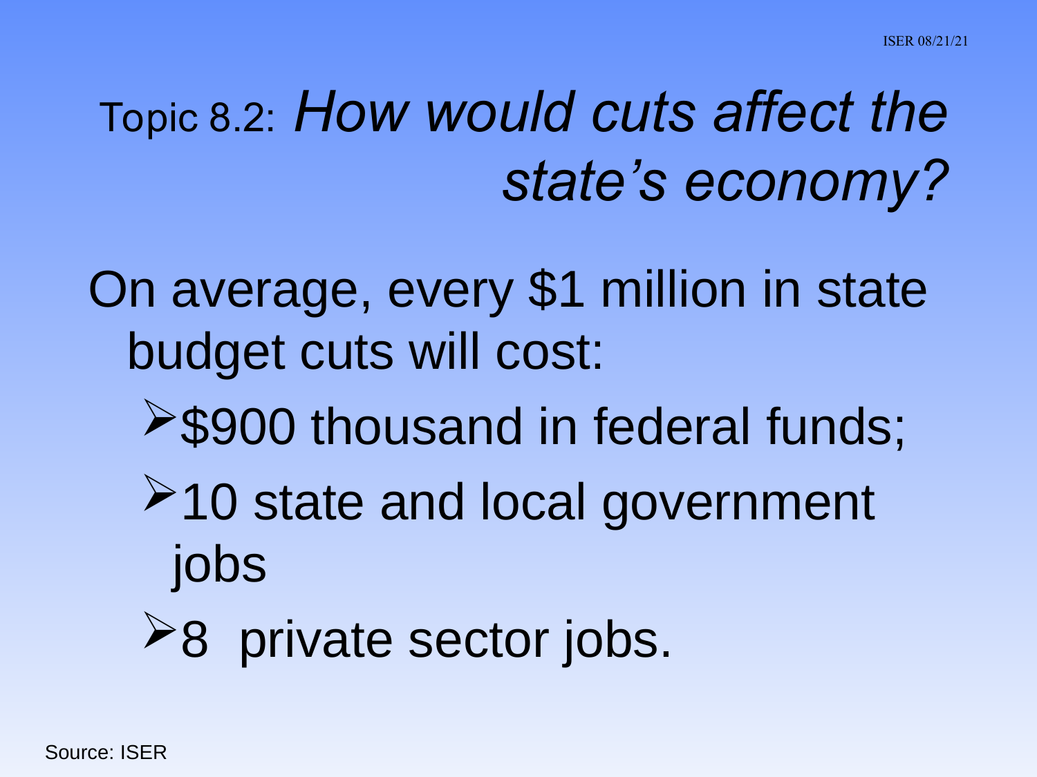# Topic 8.2: *How would cuts affect the state's economy?*

On average, every $1 million in state budget cuts will cost:

- $900 thousand in federal funds;
- 10 state and local government jobs
- 8 private sector jobs.

Source: ISER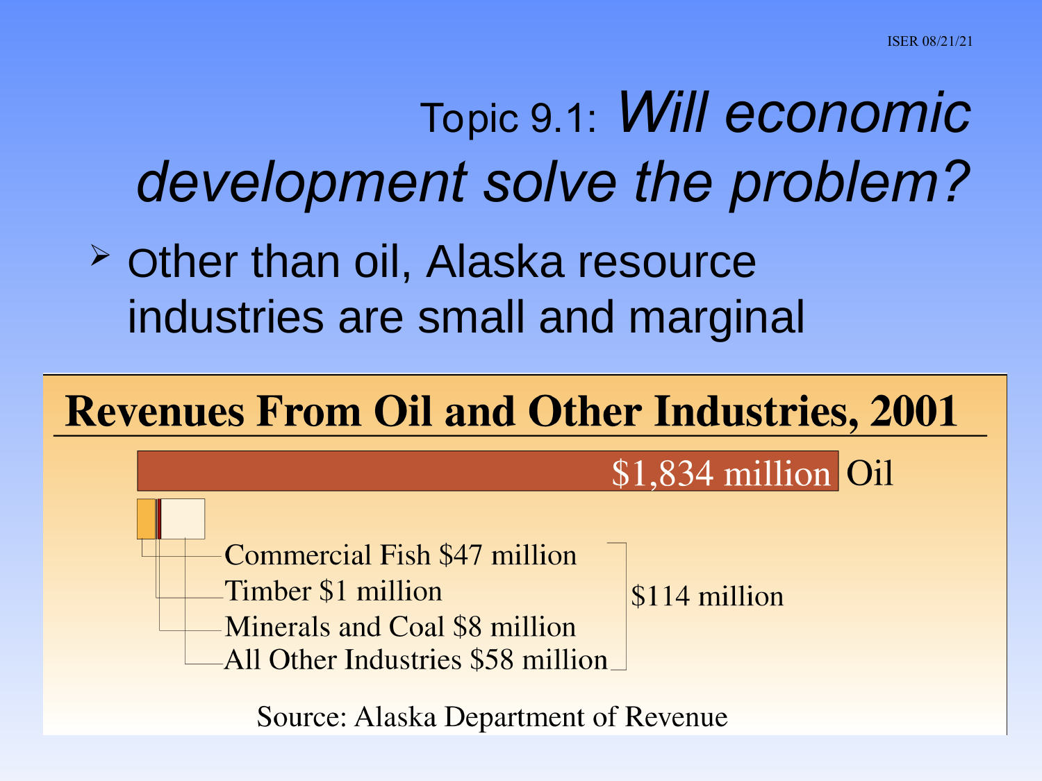# Topic 9.1: *Will economic development solve the problem?*

- Other than oil, Alaska resource industries are small and marginal

## Revenues From Oil and Other Industries, 2001

| Industry | Revenue |
| --- | --- |
| Oil | $1,834 million |
| Commercial Fish | $47 million |
| Timber | $1 million |
| Minerals and Coal | $8 million |
| All Other Industries | $58 million |
| Total (non-oil) | $114 million |

Source: Alaska Department of Revenue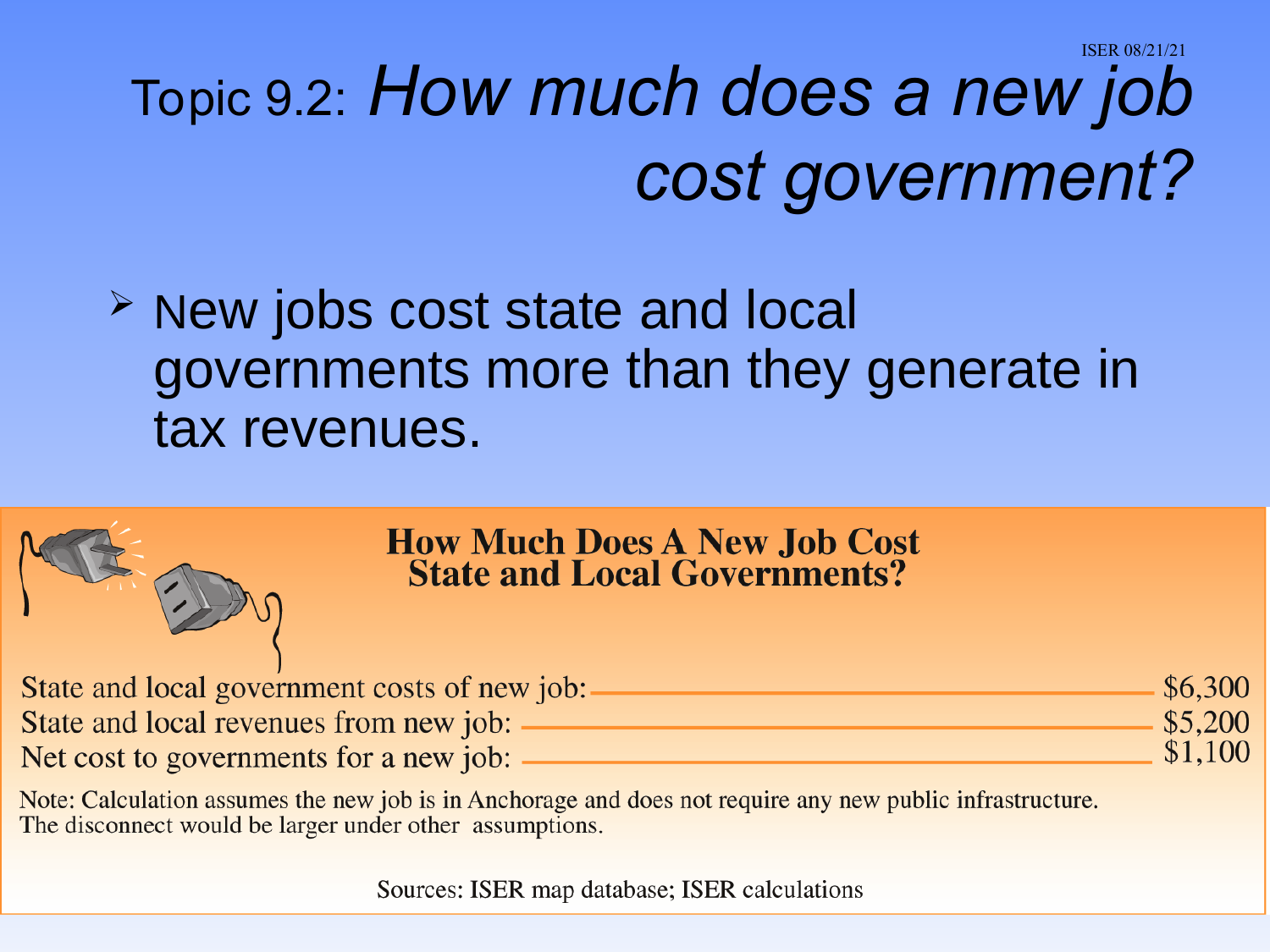# Topic 9.2: *How much does a new job cost government?*

- New jobs cost state and local governments more than they generate in tax revenues.

**How Much Does A New Job Cost State and Local Governments?**

| | |
|---|---|
| State and local government costs of new job: | $6,300 |
| State and local revenues from new job: | $5,200 |
| Net cost to governments for a new job: | $1,100 |

Note: Calculation assumes the new job is in Anchorage and does not require any new public infrastructure. The disconnect would be larger under other assumptions.

Sources: ISER map database; ISER calculations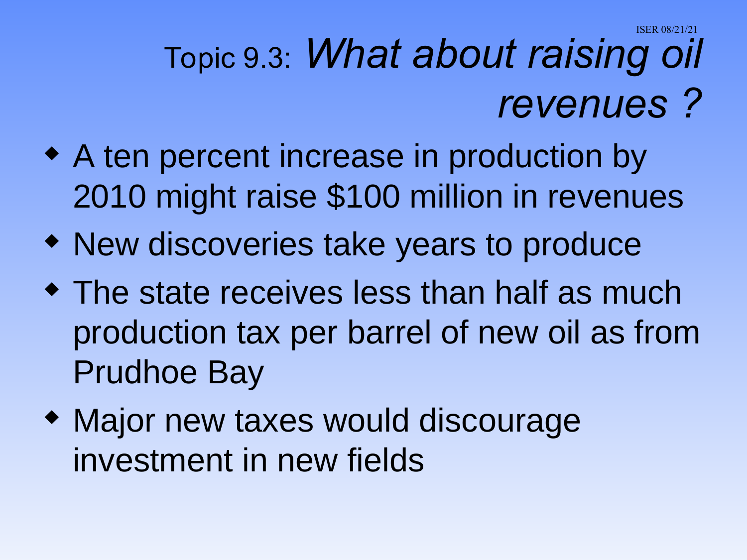# Topic 9.3: *What about raising oil revenues ?*

- A ten percent increase in production by 2010 might raise $100 million in revenues
- New discoveries take years to produce
- The state receives less than half as much production tax per barrel of new oil as from Prudhoe Bay
- Major new taxes would discourage investment in new fields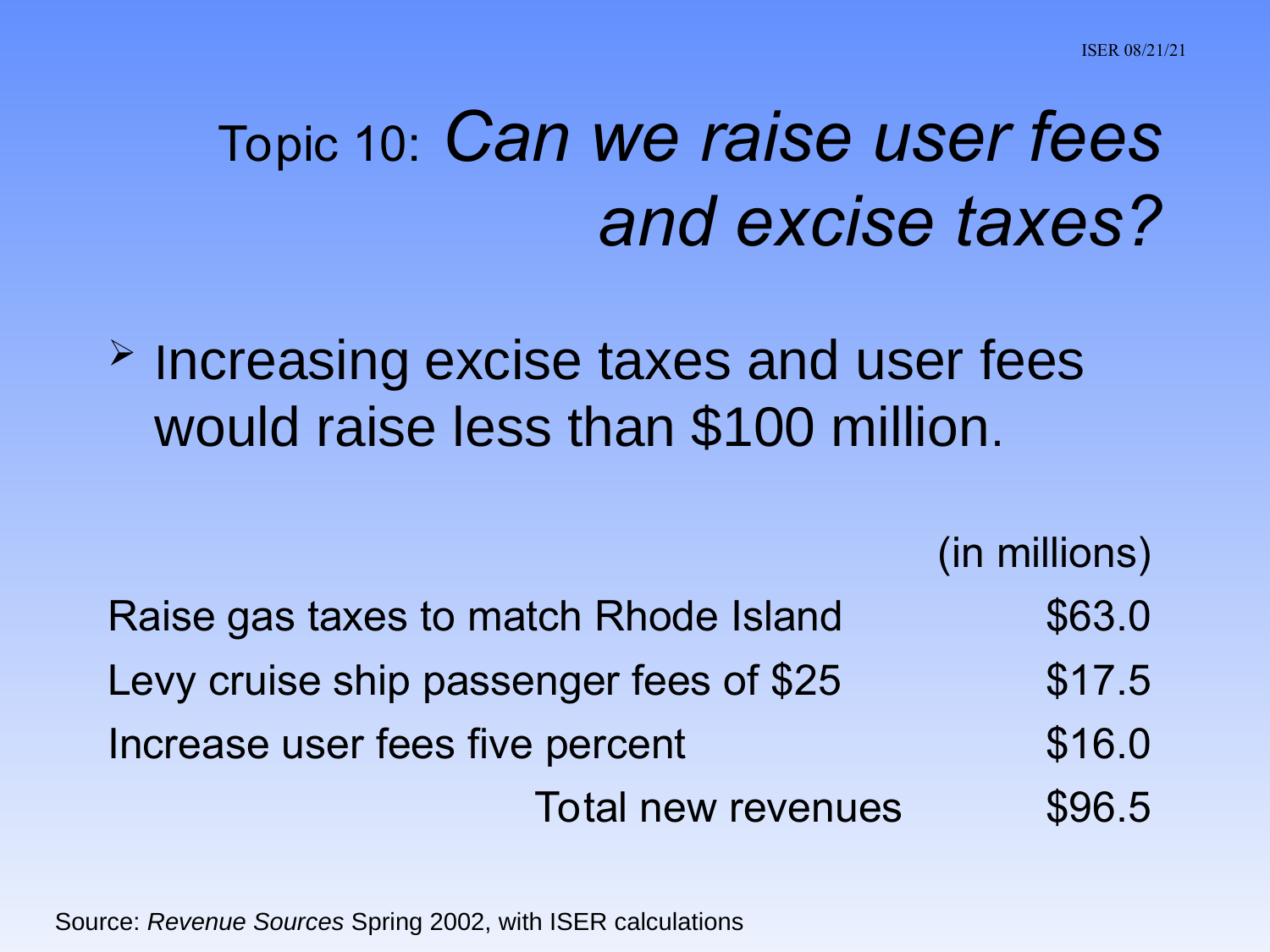# Topic 10: *Can we raise user fees and excise taxes?*

- Increasing excise taxes and user fees would raise less than $100 million.

| | (in millions) |
|---|---|
| Raise gas taxes to match Rhode Island | $63.0 |
| Levy cruise ship passenger fees of $25 | $17.5 |
| Increase user fees five percent | $16.0 |
| Total new revenues | $96.5 |

Source: *Revenue Sources* Spring 2002, with ISER calculations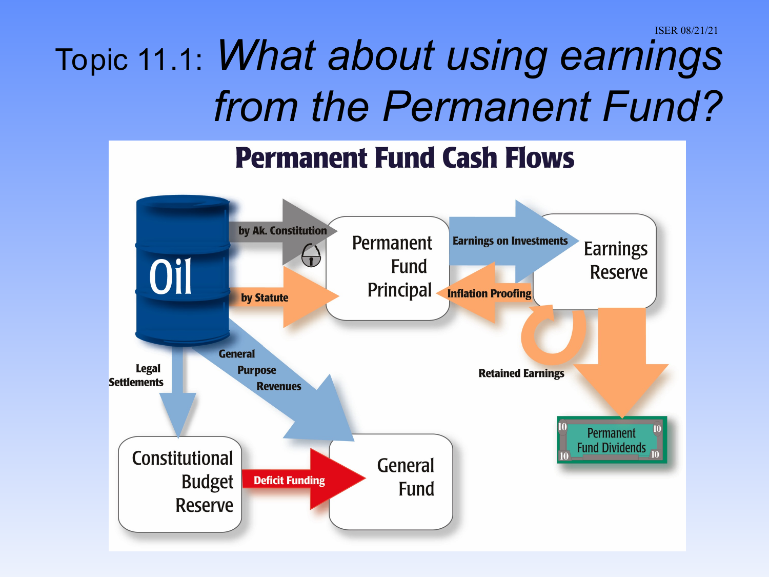# Topic 11.1: *What about using earnings from the Permanent Fund?*

## Permanent Fund Cash Flows

- Oil
  - by Ak. Constitution → Permanent Fund Principal
  - by Statute → Permanent Fund Principal
  - General Purpose Revenues → General Fund
  - Legal Settlements → Constitutional Budget Reserve
- Permanent Fund Principal — Earnings on Investments → Earnings Reserve
- Earnings Reserve — Inflation Proofing → Permanent Fund Principal
- Earnings Reserve — Retained Earnings
- Earnings Reserve → Permanent Fund Dividends
- Constitutional Budget Reserve — Deficit Funding → General Fund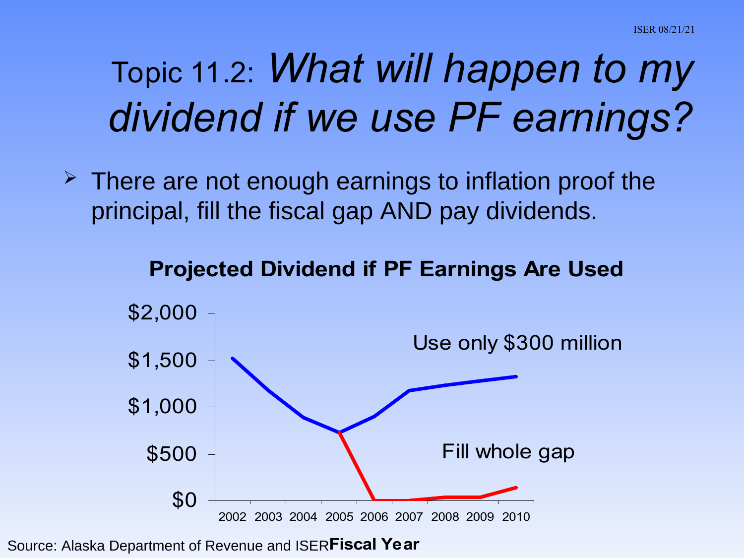# Topic 11.2: *What will happen to my dividend if we use PF earnings?*

- There are not enough earnings to inflation proof the principal, fill the fiscal gap AND pay dividends.

**Projected Dividend if PF Earnings Are Used**

$2,000
$1,500
$1,000
$500
$0

Use only $300 million

Fill whole gap

2002 2003 2004 2005 2006 2007 2008 2009 2010

**Fiscal Year**

Source: Alaska Department of Revenue and ISER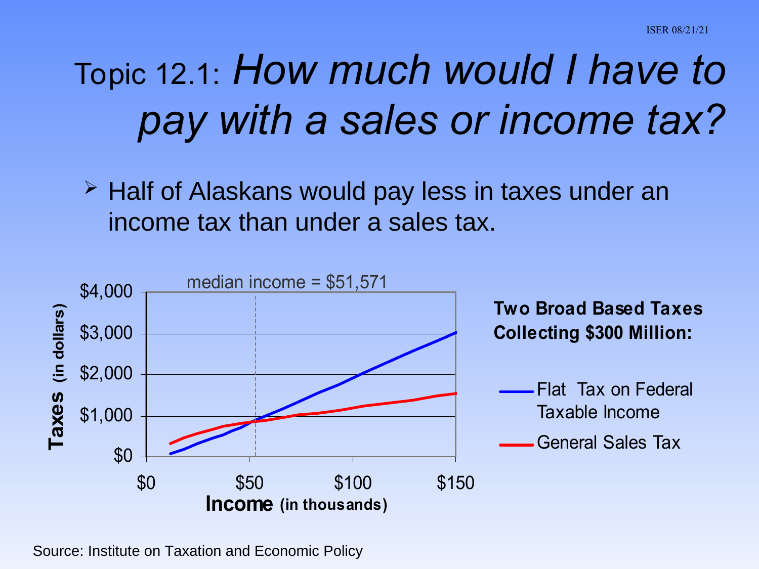# Topic 12.1: *How much would I have to pay with a sales or income tax?*

- Half of Alaskans would pay less in taxes under an income tax than under a sales tax.

median income = $51,571

**Taxes** (in dollars)

$4,000
$3,000
$2,000
$1,000
$0

$0 $50 $100 $150

**Income** (in thousands)

**Two Broad Based Taxes Collecting $300 Million:**

- Flat Tax on Federal Taxable Income
- General Sales Tax

Source: Institute on Taxation and Economic Policy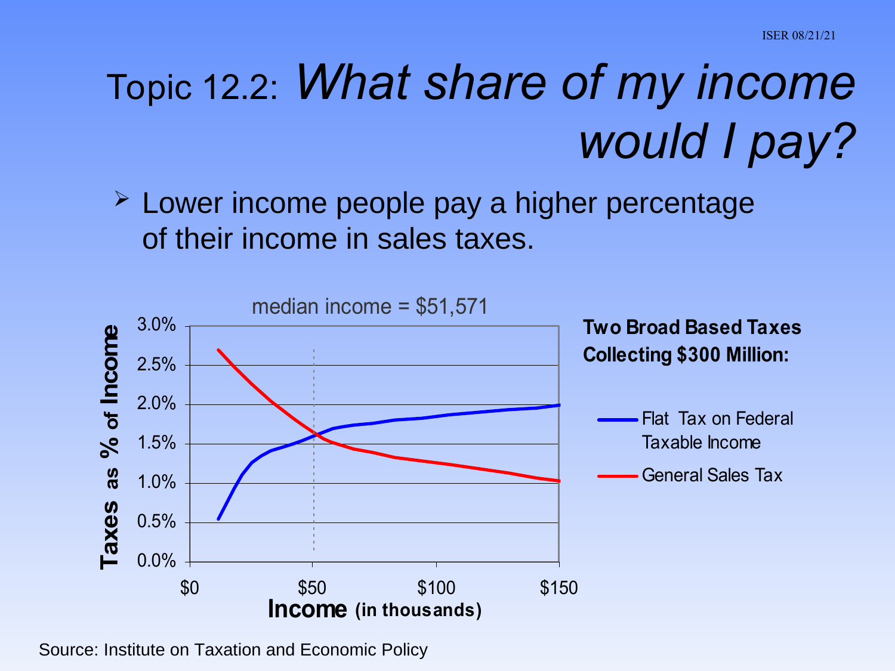# Topic 12.2: *What share of my income would I pay?*

- Lower income people pay a higher percentage of their income in sales taxes.

median income = $51,571

**Two Broad Based Taxes Collecting $300 Million:**

- Flat Tax on Federal Taxable Income
- General Sales Tax

**Taxes as % of Income**

**Income (in thousands)**

Source: Institute on Taxation and Economic Policy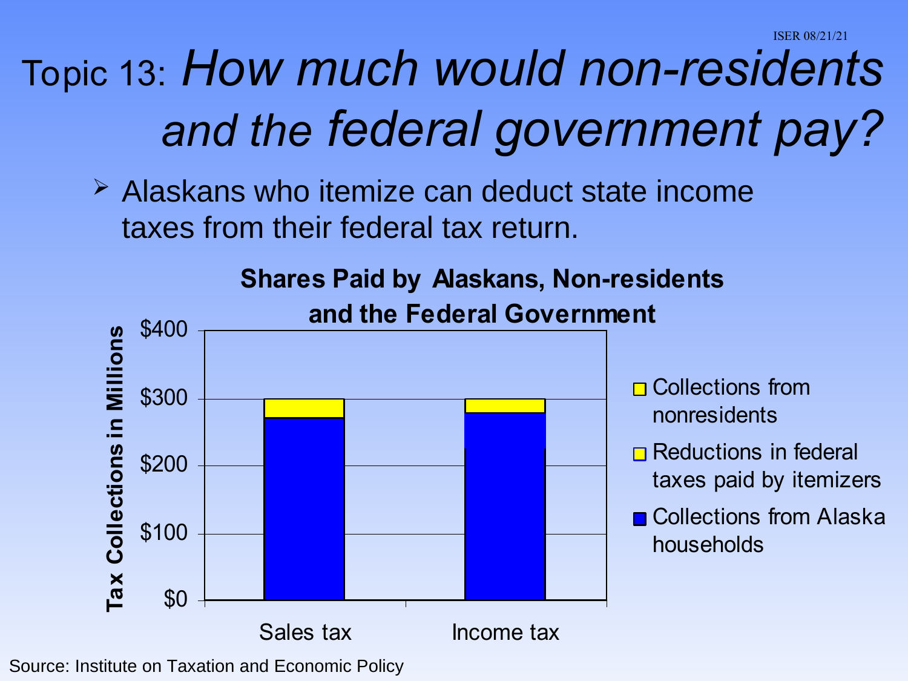# Topic 13: *How much would non-residents and the federal government pay?*

- Alasknas who itemize can deduct state income taxes from their federal tax return.

**Shares Paid by Alaskans, Non-residents and the Federal Government**

Tax Collections in Millions

$400
$300
$200
$100
$0

Sales tax | Income tax

- Collections from nonresidents
- Reductions in federal taxes paid by itemizers
- Collections from Alaska households

Source: Institute on Taxation and Economic Policy

# Topic 13: *How much would non-residents and the federal government pay?*

- Alaskans who itemize can deduct state income taxes from their federal tax return.

**Shares Paid by Alaskans, Non-residents and the Federal Government**

Tax Collections in Millions

$400
$300
$200
$100
$0

Sales tax | Income tax

- Collections from nonresidents
- Reductions in federal taxes paid by itemizers
- Collections from Alaska households

Source: Institute on Taxation and Economic Policy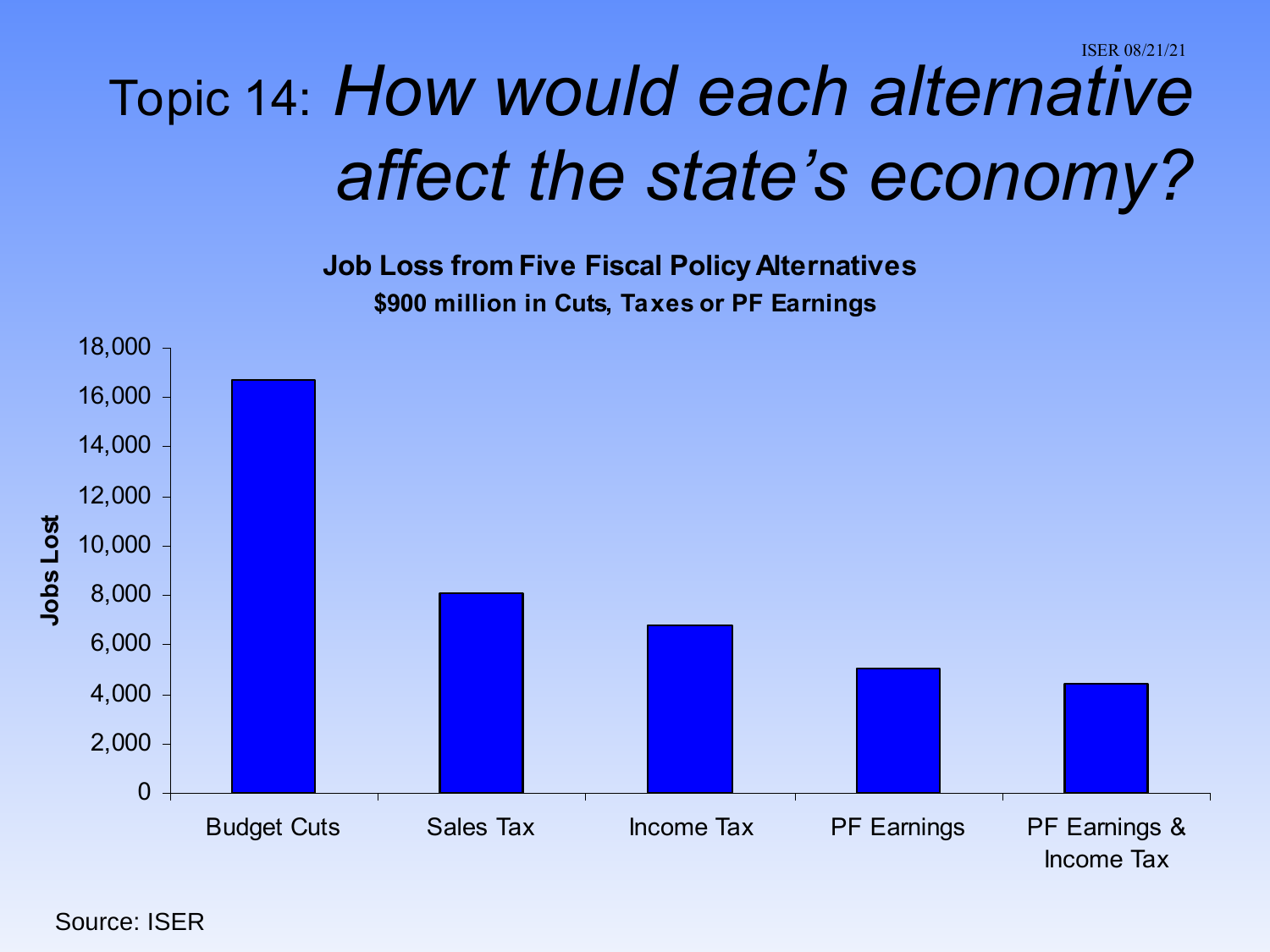# Topic 14: *How would each alternative affect the state's economy?*

**Job Loss from Five Fiscal Policy Alternatives**

**$900 million in Cuts, Taxes or PF Earnings**

| Alternative | Jobs Lost (approx.) |
|---|---|
| Budget Cuts | 16,700 |
| Sales Tax | 8,100 |
| Income Tax | 6,800 |
| PF Earnings | 5,000 |
| PF Earnings & Income Tax | 4,400 |

Source: ISER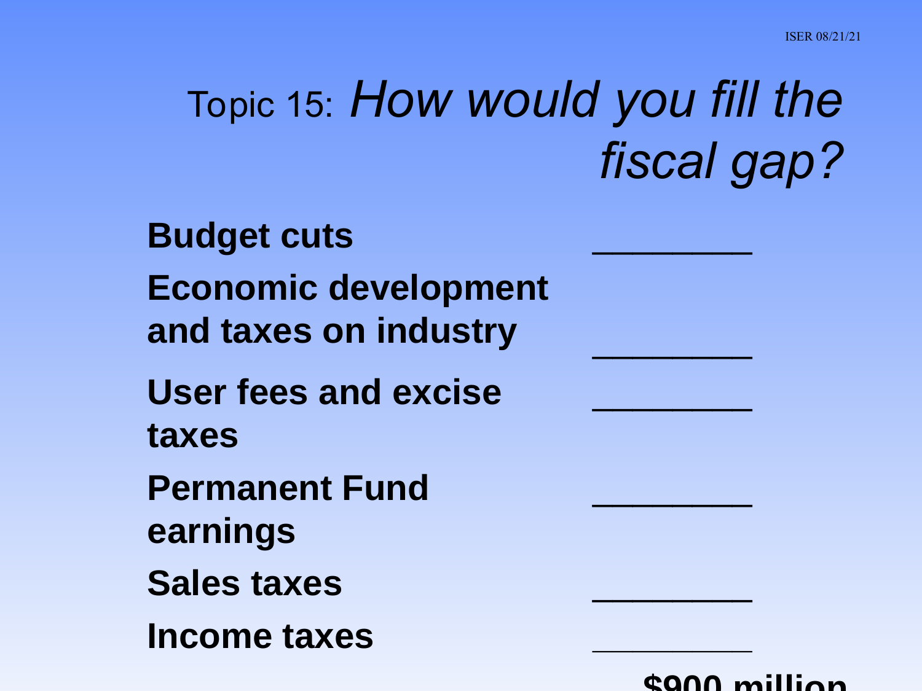# Topic 15: *How would you fill the fiscal gap?*

| | |
|---|---|
| **Budget cuts** | ________ |
| **Economic development and taxes on industry** | ________ |
| **User fees and excise taxes** | ________ |
| **Permanent Fund earnings** | ________ |
| **Sales taxes** | ________ |
| **Income taxes** | ________ |
| | **$900 million** |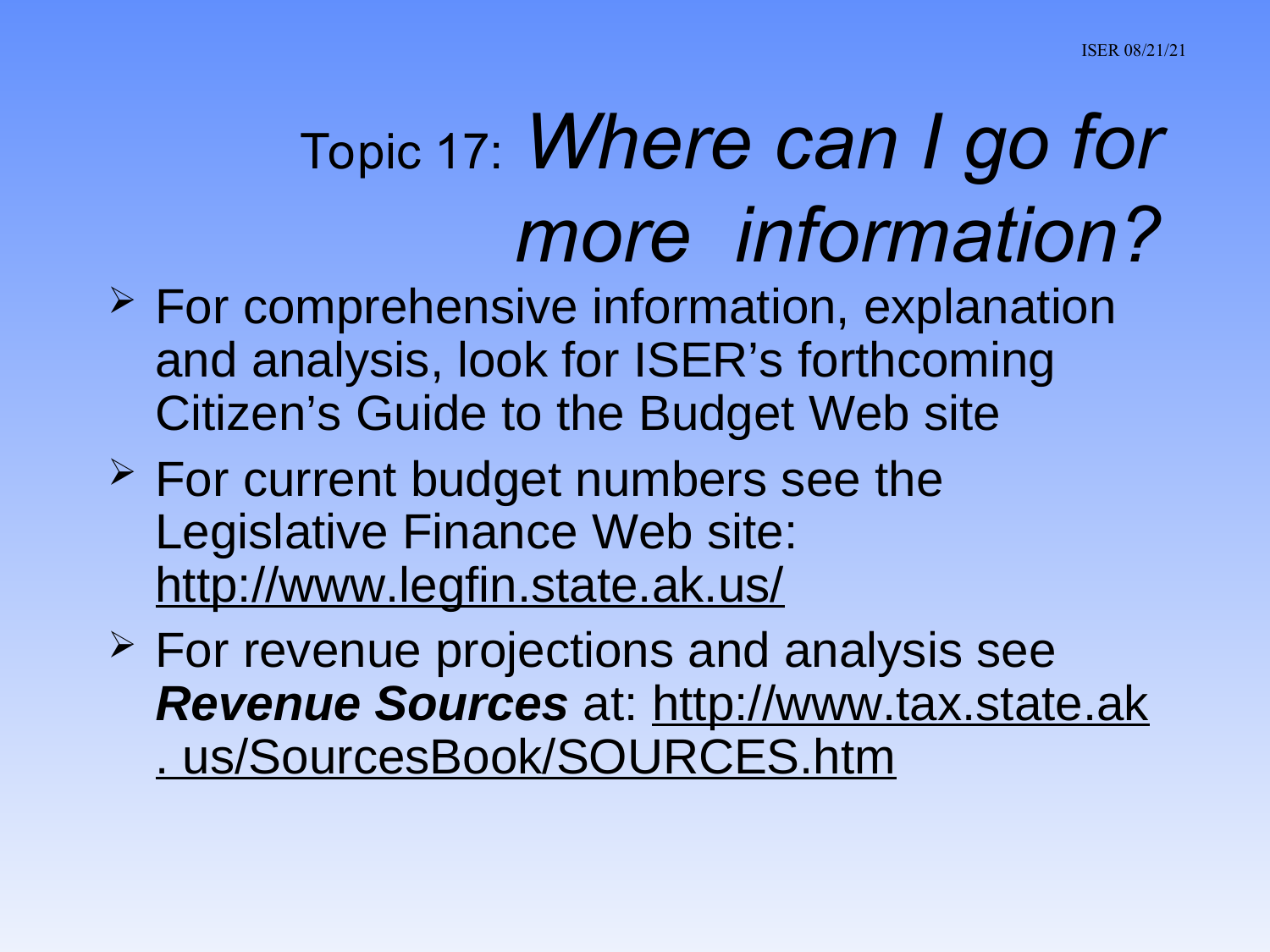# Topic 17: *Where can I go for more information?*

- For comprehensive information, explanation and analysis, look for ISER's forthcoming Citizen's Guide to the Budget Web site
- For current budget numbers see the Legislative Finance Web site: http://www.legfin.state.ak.us/
- For revenue projections and analysis see ***Revenue Sources*** at: http://www.tax.state.ak. us/SourcesBook/SOURCES.htm